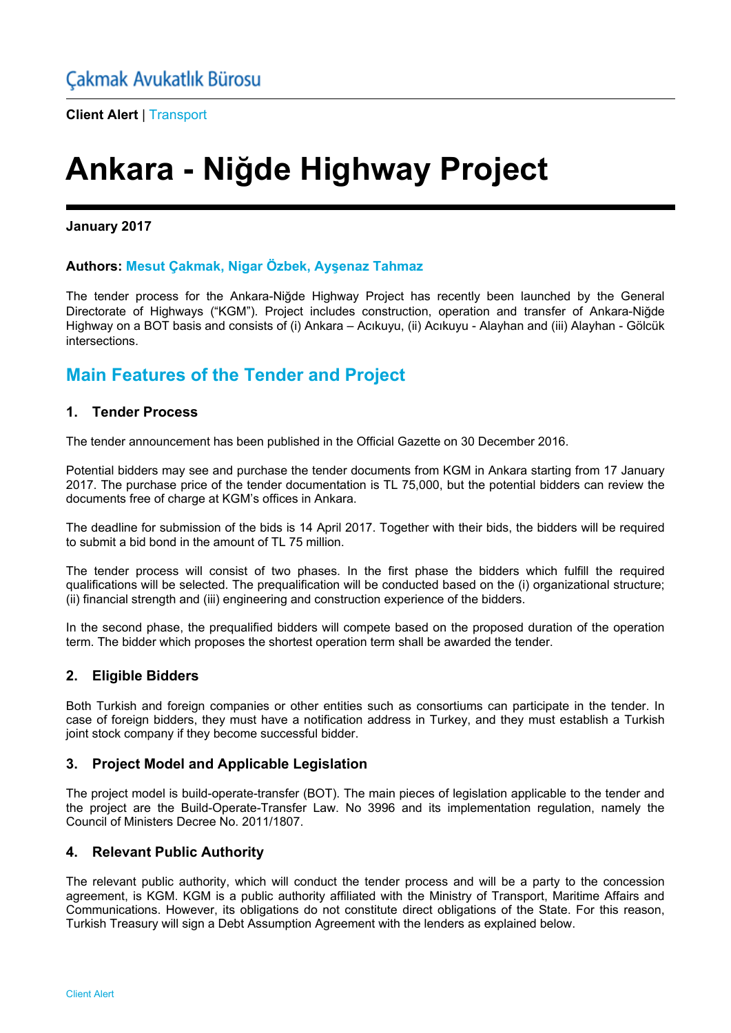Çakmak Avukatlık Bürosu

**Client Alert** | Transport

# Ankara - Niğde Highway Project

**January 2017**

**Authors:** **Mesut Çakmak, Nigar Özbek, Ayşenaz Tahmaz**

The tender process for the Ankara-Niğde Highway Project has recently been launched by the General Directorate of Highways ("KGM"). Project includes construction, operation and transfer of Ankara-Niğde Highway on a BOT basis and consists of (i) Ankara – Acıkuyu, (ii) Acıkuyu - Alayhan and (iii) Alayhan - Gölcük intersections.

## Main Features of the Tender and Project

### 1. Tender Process

The tender announcement has been published in the Official Gazette on 30 December 2016.

Potential bidders may see and purchase the tender documents from KGM in Ankara starting from 17 January 2017. The purchase price of the tender documentation is TL 75,000, but the potential bidders can review the documents free of charge at KGM's offices in Ankara.

The deadline for submission of the bids is 14 April 2017. Together with their bids, the bidders will be required to submit a bid bond in the amount of TL 75 million.

The tender process will consist of two phases. In the first phase the bidders which fulfill the required qualifications will be selected. The prequalification will be conducted based on the (i) organizational structure; (ii) financial strength and (iii) engineering and construction experience of the bidders.

In the second phase, the prequalified bidders will compete based on the proposed duration of the operation term. The bidder which proposes the shortest operation term shall be awarded the tender.

### 2. Eligible Bidders

Both Turkish and foreign companies or other entities such as consortiums can participate in the tender. In case of foreign bidders, they must have a notification address in Turkey, and they must establish a Turkish joint stock company if they become successful bidder.

### 3. Project Model and Applicable Legislation

The project model is build-operate-transfer (BOT). The main pieces of legislation applicable to the tender and the project are the Build-Operate-Transfer Law. No 3996 and its implementation regulation, namely the Council of Ministers Decree No. 2011/1807.

### 4. Relevant Public Authority

The relevant public authority, which will conduct the tender process and will be a party to the concession agreement, is KGM. KGM is a public authority affiliated with the Ministry of Transport, Maritime Affairs and Communications. However, its obligations do not constitute direct obligations of the State. For this reason, Turkish Treasury will sign a Debt Assumption Agreement with the lenders as explained below.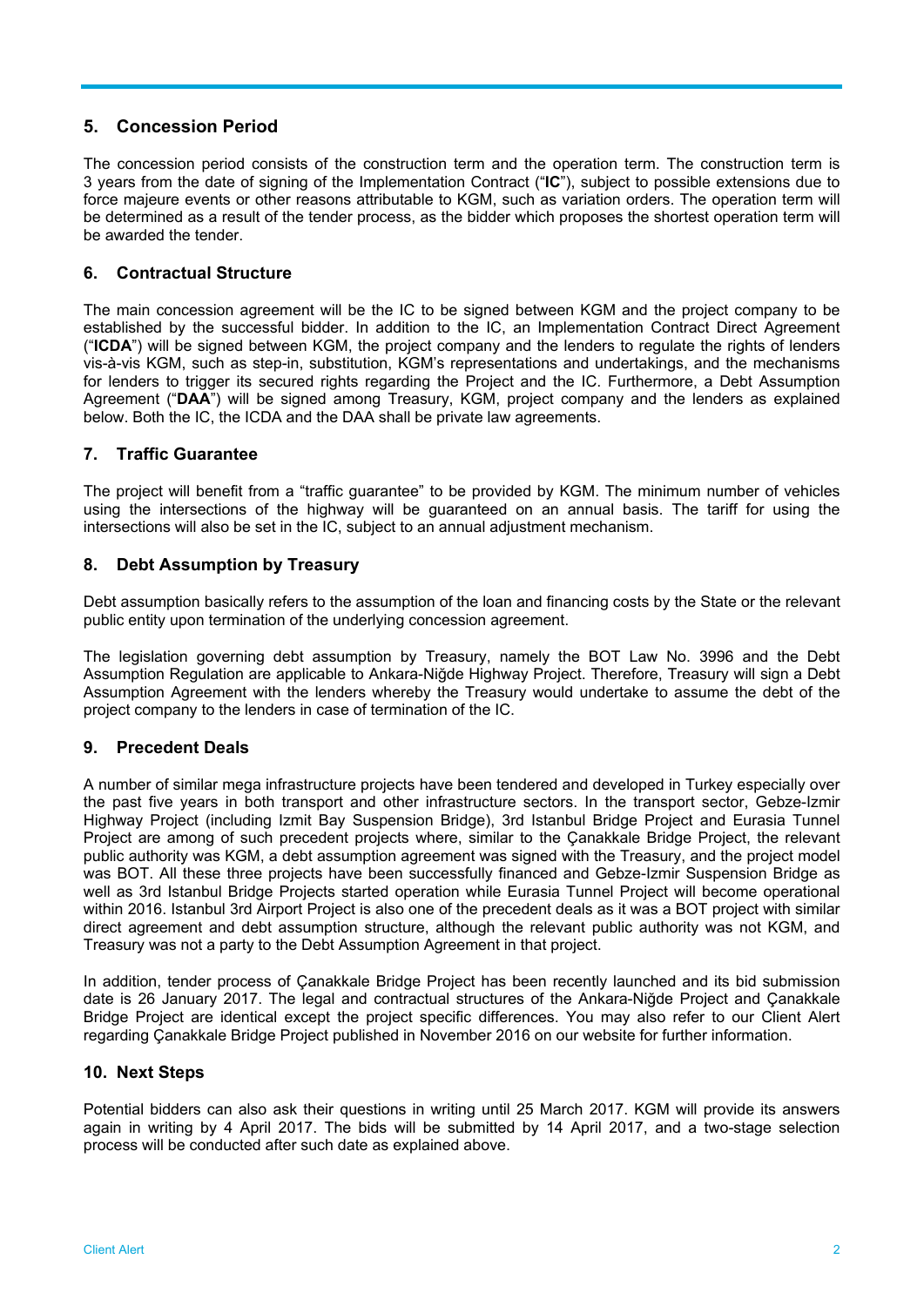## 5. Concession Period

The concession period consists of the construction term and the operation term. The construction term is 3 years from the date of signing of the Implementation Contract ("**IC**"), subject to possible extensions due to force majeure events or other reasons attributable to KGM, such as variation orders. The operation term will be determined as a result of the tender process, as the bidder which proposes the shortest operation term will be awarded the tender.

## 6. Contractual Structure

The main concession agreement will be the IC to be signed between KGM and the project company to be established by the successful bidder. In addition to the IC, an Implementation Contract Direct Agreement ("**ICDA**") will be signed between KGM, the project company and the lenders to regulate the rights of lenders vis-à-vis KGM, such as step-in, substitution, KGM's representations and undertakings, and the mechanisms for lenders to trigger its secured rights regarding the Project and the IC. Furthermore, a Debt Assumption Agreement ("**DAA**") will be signed among Treasury, KGM, project company and the lenders as explained below. Both the IC, the ICDA and the DAA shall be private law agreements.

## 7. Traffic Guarantee

The project will benefit from a "traffic guarantee" to be provided by KGM. The minimum number of vehicles using the intersections of the highway will be guaranteed on an annual basis. The tariff for using the intersections will also be set in the IC, subject to an annual adjustment mechanism.

## 8. Debt Assumption by Treasury

Debt assumption basically refers to the assumption of the loan and financing costs by the State or the relevant public entity upon termination of the underlying concession agreement.

The legislation governing debt assumption by Treasury, namely the BOT Law No. 3996 and the Debt Assumption Regulation are applicable to Ankara-Niğde Highway Project. Therefore, Treasury will sign a Debt Assumption Agreement with the lenders whereby the Treasury would undertake to assume the debt of the project company to the lenders in case of termination of the IC.

## 9. Precedent Deals

A number of similar mega infrastructure projects have been tendered and developed in Turkey especially over the past five years in both transport and other infrastructure sectors. In the transport sector, Gebze-Izmir Highway Project (including Izmit Bay Suspension Bridge), 3rd Istanbul Bridge Project and Eurasia Tunnel Project are among of such precedent projects where, similar to the Çanakkale Bridge Project, the relevant public authority was KGM, a debt assumption agreement was signed with the Treasury, and the project model was BOT. All these three projects have been successfully financed and Gebze-Izmir Suspension Bridge as well as 3rd Istanbul Bridge Projects started operation while Eurasia Tunnel Project will become operational within 2016. Istanbul 3rd Airport Project is also one of the precedent deals as it was a BOT project with similar direct agreement and debt assumption structure, although the relevant public authority was not KGM, and Treasury was not a party to the Debt Assumption Agreement in that project.

In addition, tender process of Çanakkale Bridge Project has been recently launched and its bid submission date is 26 January 2017. The legal and contractual structures of the Ankara-Niğde Project and Çanakkale Bridge Project are identical except the project specific differences. You may also refer to our Client Alert regarding Çanakkale Bridge Project published in November 2016 on our website for further information.

## 10. Next Steps

Potential bidders can also ask their questions in writing until 25 March 2017. KGM will provide its answers again in writing by 4 April 2017. The bids will be submitted by 14 April 2017, and a two-stage selection process will be conducted after such date as explained above.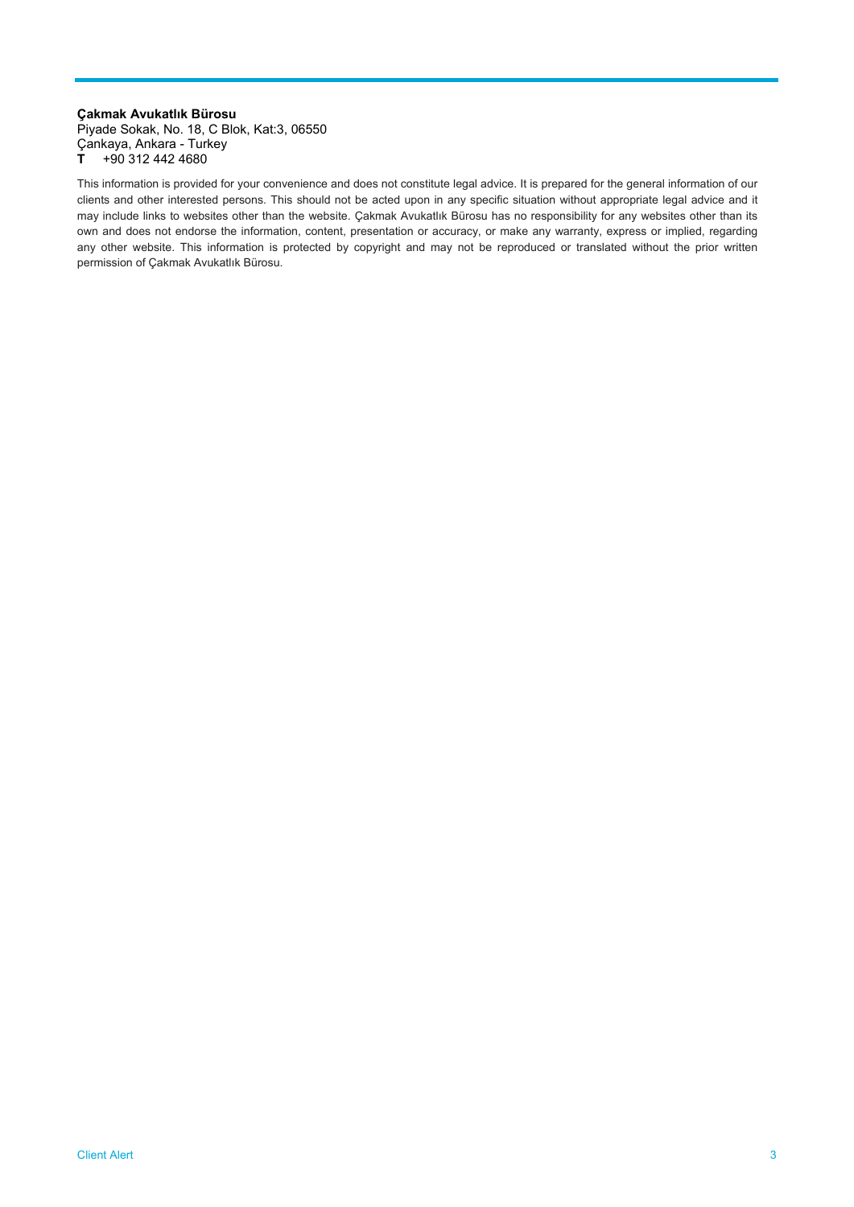**Çakmak Avukatlık Bürosu**
Piyade Sokak, No. 18, C Blok, Kat:3, 06550
Çankaya, Ankara - Turkey
**T** +90 312 442 4680

This information is provided for your convenience and does not constitute legal advice. It is prepared for the general information of our clients and other interested persons. This should not be acted upon in any specific situation without appropriate legal advice and it may include links to websites other than the website. Çakmak Avukatlık Bürosu has no responsibility for any websites other than its own and does not endorse the information, content, presentation or accuracy, or make any warranty, express or implied, regarding any other website. This information is protected by copyright and may not be reproduced or translated without the prior written permission of Çakmak Avukatlık Bürosu.